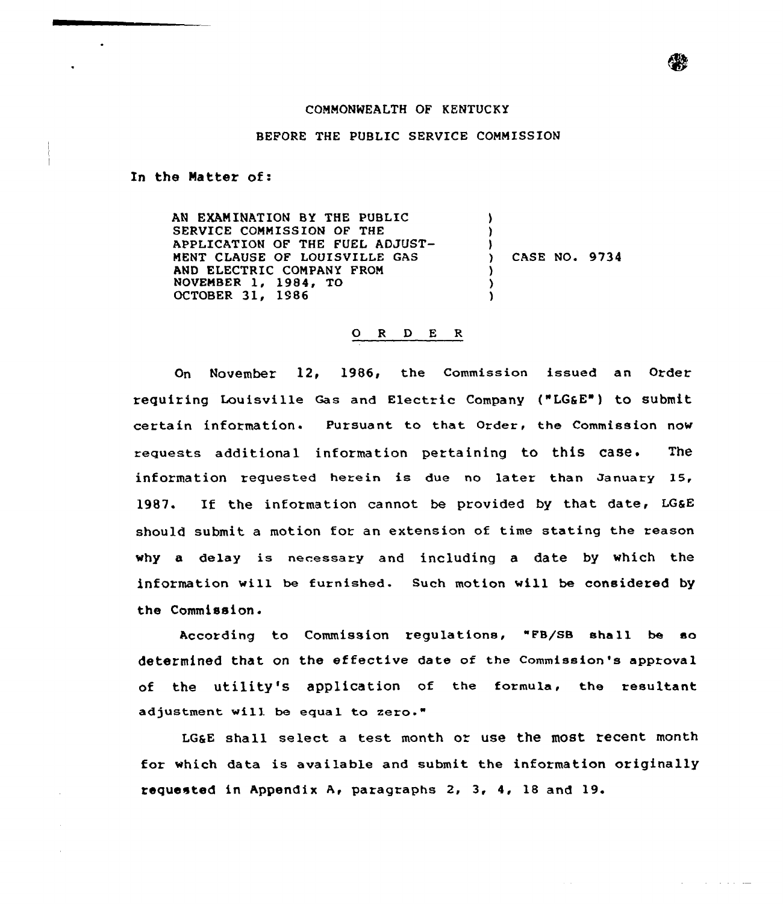COMMONWEALTH OF KENTUCKY

BEFORE THE PUBLIC SERVICE COMMISSION

In the Matter of:

| | | |
|---|---|---|
| AN EXAMINATION BY THE PUBLIC SERVICE COMMISSION OF THE APPLICATION OF THE FUEL ADJUSTMENT CLAUSE OF LOUISVILLE GAS AND ELECTRIC COMPANY FROM NOVEMBER 1, 1984, TO OCTOBER 31, 1986 | ) | CASE NO. 9734 |

## O R D E R

On November 12, 1986, the Commission issued an Order requiring Louisville Gas and Electric Company ("LG&E") to submit certain information. Pursuant to that Order, the Commission now requests additional information pertaining to this case. The information requested herein is due no later than January 15, 1987. If the information cannot be provided by that date, LG&E should submit a motion for an extension of time stating the reason why a delay is necessary and including a date by which the information will be furnished. Such motion will be considered by the Commission.

According to Commission regulations, "FB/SB shall be so determined that on the effective date of the Commission's approval of the utility's application of the formula, the resultant adjustment will be equal to zero."

LG&E shall select a test month or use the most recent month for which data is available and submit the information originally requested in Appendix A, paragraphs 2, 3, 4, 18 and 19.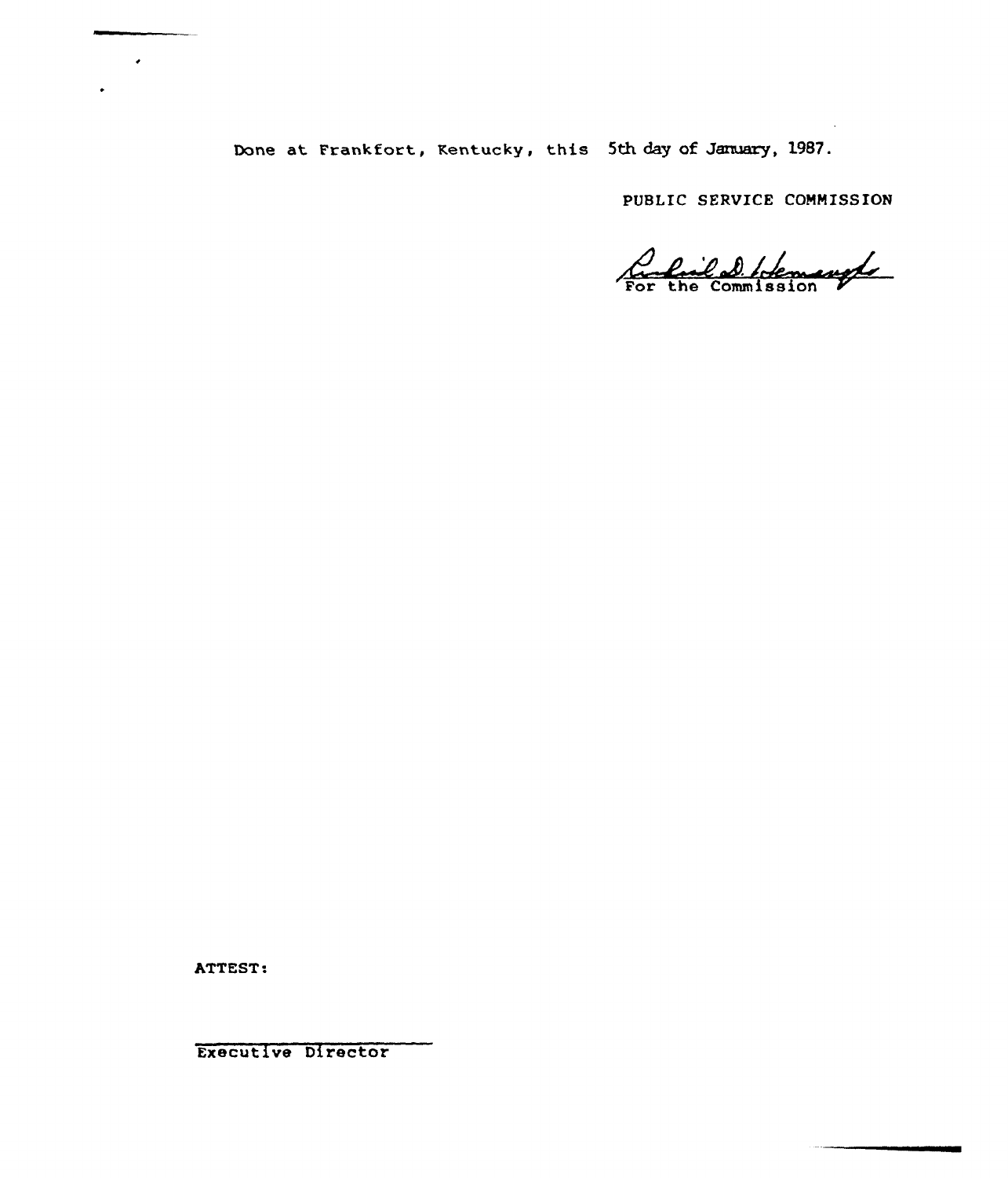Done at Frankfort, Kentucky, this 5th day of January, 1987.

PUBLIC SERVICE COMMISSION

For the Commission

ATTEST:

Executive Director